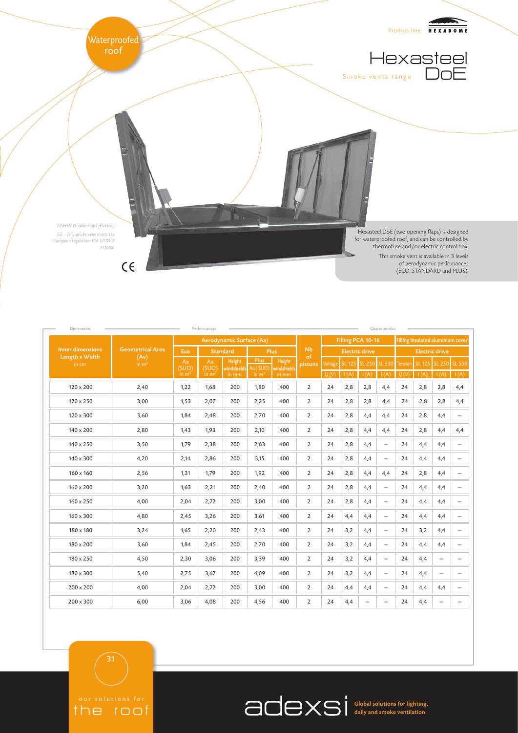Waterproofed roof

Product line HEXADOME

# Hexasteel DoE

Smoke vents range

*NSHEV Double Flaps (Electric)*

*CE - This smoke vent meets the European regulation EN 12101-2 in force.*

CE

Hexasteel DoE (two opening flaps) is designed for waterproofed roof, and can be controlled by thermofuse and/or electric control box.

This smoke vent is available in 3 levels of aerodynamic perfomances (ECO, STANDARD and PLUS).

| Dimensions | | Performances | | | | | | Characteristics | | | | | | | | | |
|---|---|---|---|---|---|---|---|---|---|---|---|---|---|---|---|---|---|
| Inner dimensions Length x Width *in cm* | Geometrical Area (Av) *in m²* | Aerodynamic Surface (Aa) | | | | | Nb of pistons | Filling PCA 10-16 | | | | Filling insulated aluminium cover | | | |
| | | Eco | Standard | | Plus | | | Electric drive | | | | Electric drive | | | |
| | | Aa (SUO) *in m²* | Aa (SUO) *in m²* | Height windshields *in mm* | Plus Aa (SUO) *in m²* | Height windshields *in mm* | | Voltage U (V) | SL 125 I (A) | SL 250 I (A) | SL 550 I (A) | Tension U (V) | SL 125 I (A) | SL 250 I (A) | SL 550 I (A) |
| 120 x 200 | 2,40 | 1,22 | 1,68 | 200 | 1,80 | 400 | 2 | 24 | 2,8 | 2,8 | 4,4 | 24 | 2,8 | 2,8 | 4,4 |
| 120 x 250 | 3,00 | 1,53 | 2,07 | 200 | 2,25 | 400 | 2 | 24 | 2,8 | 2,8 | 4,4 | 24 | 2,8 | 2,8 | 4,4 |
| 120 x 300 | 3,60 | 1,84 | 2,48 | 200 | 2,70 | 400 | 2 | 24 | 2,8 | 4,4 | 4,4 | 24 | 2,8 | 4,4 | – |
| 140 x 200 | 2,80 | 1,43 | 1,93 | 200 | 2,10 | 400 | 2 | 24 | 2,8 | 4,4 | 4,4 | 24 | 2,8 | 4,4 | 4,4 |
| 140 x 250 | 3,50 | 1,79 | 2,38 | 200 | 2,63 | 400 | 2 | 24 | 2,8 | 4,4 | – | 24 | 4,4 | 4,4 | – |
| 140 x 300 | 4,20 | 2,14 | 2,86 | 200 | 3,15 | 400 | 2 | 24 | 2,8 | 4,4 | – | 24 | 4,4 | 4,4 | – |
| 160 x 160 | 2,56 | 1,31 | 1,79 | 200 | 1,92 | 400 | 2 | 24 | 2,8 | 4,4 | 4,4 | 24 | 2,8 | 4,4 | – |
| 160 x 200 | 3,20 | 1,63 | 2,21 | 200 | 2,40 | 400 | 2 | 24 | 2,8 | 4,4 | – | 24 | 4,4 | 4,4 | – |
| 160 x 250 | 4,00 | 2,04 | 2,72 | 200 | 3,00 | 400 | 2 | 24 | 2,8 | 4,4 | – | 24 | 4,4 | 4,4 | – |
| 160 x 300 | 4,80 | 2,45 | 3,26 | 200 | 3,61 | 400 | 2 | 24 | 4,4 | 4,4 | – | 24 | 4,4 | 4,4 | – |
| 180 x 180 | 3,24 | 1,65 | 2,20 | 200 | 2,43 | 400 | 2 | 24 | 3,2 | 4,4 | – | 24 | 3,2 | 4,4 | – |
| 180 x 200 | 3,60 | 1,84 | 2,45 | 200 | 2,70 | 400 | 2 | 24 | 3,2 | 4,4 | – | 24 | 4,4 | 4,4 | – |
| 180 x 250 | 4,50 | 2,30 | 3,06 | 200 | 3,39 | 400 | 2 | 24 | 3,2 | 4,4 | – | 24 | 4,4 | – | – |
| 180 x 300 | 5,40 | 2,75 | 3,67 | 200 | 4,09 | 400 | 2 | 24 | 3,2 | 4,4 | – | 24 | 4,4 | – | – |
| 200 x 200 | 4,00 | 2,04 | 2,72 | 200 | 3,00 | 400 | 2 | 24 | 4,4 | 4,4 | – | 24 | 4,4 | 4,4 | – |
| 200 x 300 | 6,00 | 3,06 | 4,08 | 200 | 4,56 | 400 | 2 | 24 | 4,4 | – | – | 24 | 4,4 | – | – |

our solutions for the roof

adexsi Global solutions for lighting, daily and smoke ventilation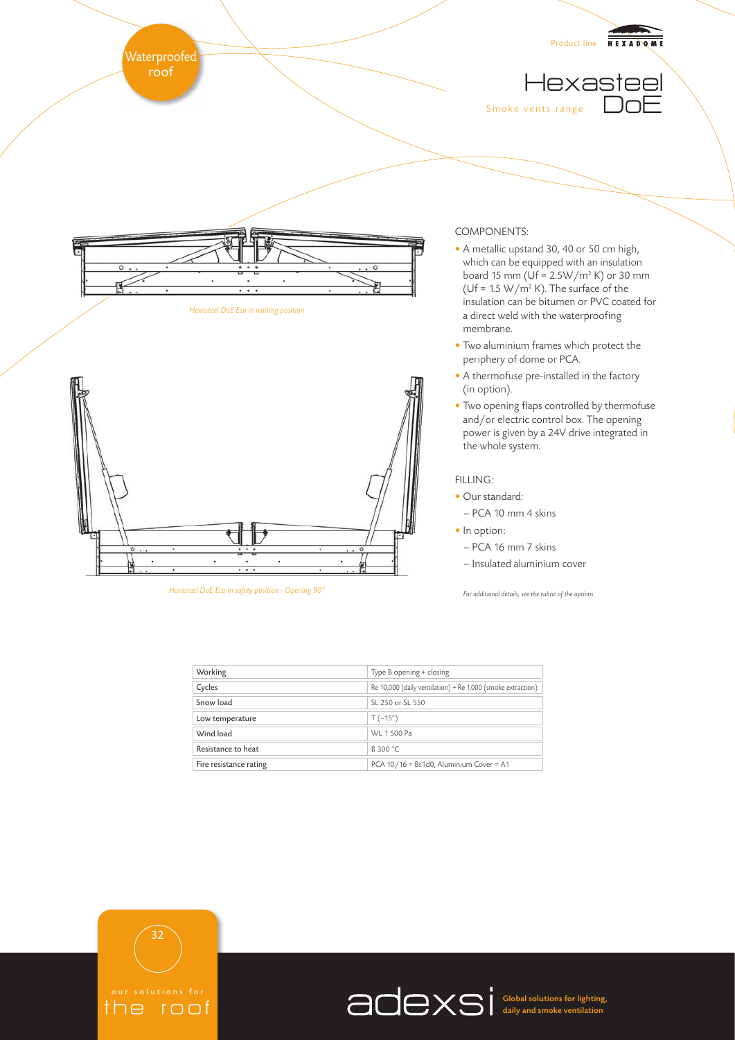Waterproofed roof

Product line HEXADOME

# Hexasteel DoE

Smoke vents range

*Hexasteel DoE Eco in waiting position*

*Hexasteel DoE Eco in safety position - Opening 90°*

COMPONENTS:

- A metallic upstand 30, 40 or 50 cm high, which can be equipped with an insulation board 15 mm (Uf = 2.5W/m² K) or 30 mm (Uf = 1.5 W/m² K). The surface of the insulation can be bitumen or PVC coated for a direct weld with the waterproofing membrane.
- Two aluminium frames which protect the periphery of dome or PCA.
- A thermofuse pre-installed in the factory (in option).
- Two opening flaps controlled by thermofuse and/or electric control box. The opening power is given by a 24V drive integrated in the whole system.

FILLING:

- Our standard:
  - PCA 10 mm 4 skins
- In option:
  - PCA 16 mm 7 skins
  - Insulated aluminium cover

*For additional details, see the rubric of the options.*

| | |
|---|---|
| Working | Type B opening + closing |
| Cycles | Re 10,000 (daily ventilation) + Re 1,000 (smoke extraction) |
| Snow load | SL 250 or SL 550 |
| Low temperature | T (−15°) |
| Wind load | WL 1 500 Pa |
| Resistance to heat | B 300 °C |
| Fire resistance rating | PCA 10/16 = Bs1d0, Aluminium Cover = A1 |

our solutions for the roof

adexsi Global solutions for lighting, daily and smoke ventilation